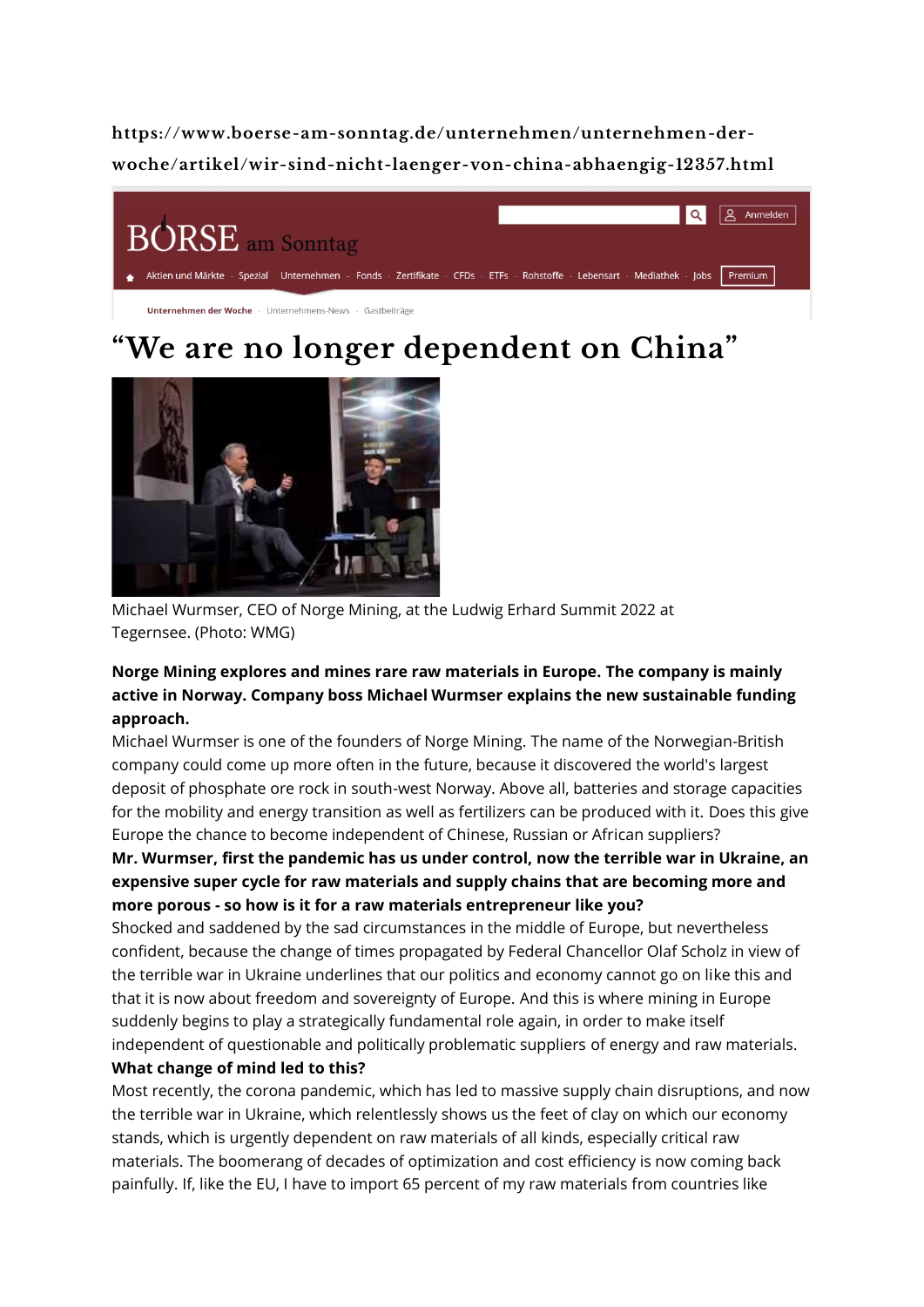https://www.boerse-am-sonntag.de/unternehmen/unternehmen-der-woche/artikel/wir-sind-nicht-laenger-von-china-abhaengig-12357.html

BÖRSE am Sonntag

Aktien und Märkte · Spezial · Unternehmen · Fonds · Zertifikate · CFDs · ETFs · Rohstoffe · Lebensart · Mediathek · Jobs · Premium

Unternehmen der Woche · Unternehmens-News · Gastbeiträge

# “We are no longer dependent on China”

Michael Wurmser, CEO of Norge Mining, at the Ludwig Erhard Summit 2022 at Tegernsee. (Photo: WMG)

**Norge Mining explores and mines rare raw materials in Europe. The company is mainly active in Norway. Company boss Michael Wurmser explains the new sustainable funding approach.**

Michael Wurmser is one of the founders of Norge Mining. The name of the Norwegian-British company could come up more often in the future, because it discovered the world's largest deposit of phosphate ore rock in south-west Norway. Above all, batteries and storage capacities for the mobility and energy transition as well as fertilizers can be produced with it. Does this give Europe the chance to become independent of Chinese, Russian or African suppliers?

**Mr. Wurmser, first the pandemic has us under control, now the terrible war in Ukraine, an expensive super cycle for raw materials and supply chains that are becoming more and more porous - so how is it for a raw materials entrepreneur like you?**

Shocked and saddened by the sad circumstances in the middle of Europe, but nevertheless confident, because the change of times propagated by Federal Chancellor Olaf Scholz in view of the terrible war in Ukraine underlines that our politics and economy cannot go on like this and that it is now about freedom and sovereignty of Europe. And this is where mining in Europe suddenly begins to play a strategically fundamental role again, in order to make itself independent of questionable and politically problematic suppliers of energy and raw materials.

**What change of mind led to this?**

Most recently, the corona pandemic, which has led to massive supply chain disruptions, and now the terrible war in Ukraine, which relentlessly shows us the feet of clay on which our economy stands, which is urgently dependent on raw materials of all kinds, especially critical raw materials. The boomerang of decades of optimization and cost efficiency is now coming back painfully. If, like the EU, I have to import 65 percent of my raw materials from countries like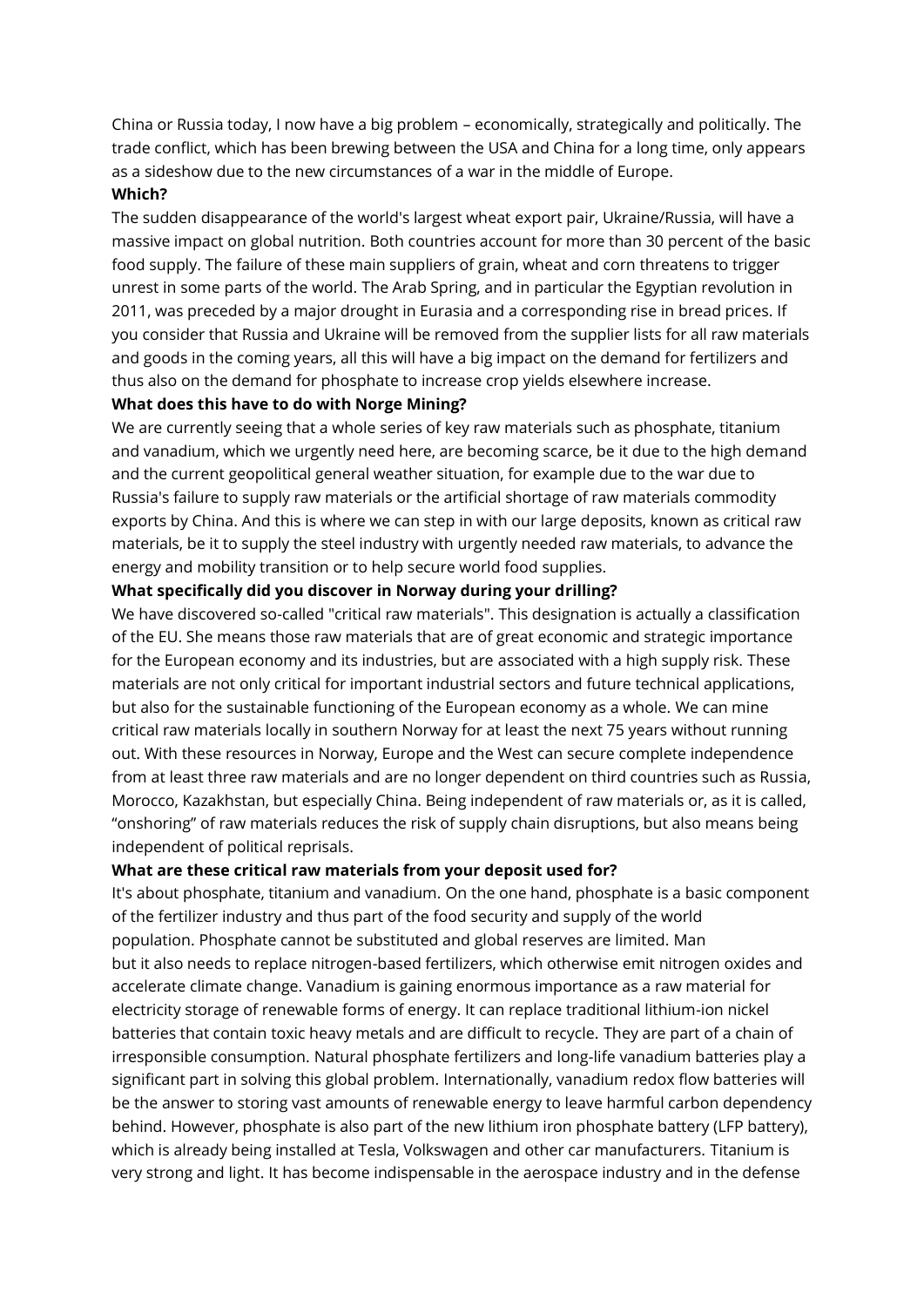China or Russia today, I now have a big problem – economically, strategically and politically. The trade conflict, which has been brewing between the USA and China for a long time, only appears as a sideshow due to the new circumstances of a war in the middle of Europe.

**Which?**

The sudden disappearance of the world's largest wheat export pair, Ukraine/Russia, will have a massive impact on global nutrition. Both countries account for more than 30 percent of the basic food supply. The failure of these main suppliers of grain, wheat and corn threatens to trigger unrest in some parts of the world. The Arab Spring, and in particular the Egyptian revolution in 2011, was preceded by a major drought in Eurasia and a corresponding rise in bread prices. If you consider that Russia and Ukraine will be removed from the supplier lists for all raw materials and goods in the coming years, all this will have a big impact on the demand for fertilizers and thus also on the demand for phosphate to increase crop yields elsewhere increase.

**What does this have to do with Norge Mining?**

We are currently seeing that a whole series of key raw materials such as phosphate, titanium and vanadium, which we urgently need here, are becoming scarce, be it due to the high demand and the current geopolitical general weather situation, for example due to the war due to Russia's failure to supply raw materials or the artificial shortage of raw materials commodity exports by China. And this is where we can step in with our large deposits, known as critical raw materials, be it to supply the steel industry with urgently needed raw materials, to advance the energy and mobility transition or to help secure world food supplies.

**What specifically did you discover in Norway during your drilling?**

We have discovered so-called "critical raw materials". This designation is actually a classification of the EU. She means those raw materials that are of great economic and strategic importance for the European economy and its industries, but are associated with a high supply risk. These materials are not only critical for important industrial sectors and future technical applications, but also for the sustainable functioning of the European economy as a whole. We can mine critical raw materials locally in southern Norway for at least the next 75 years without running out. With these resources in Norway, Europe and the West can secure complete independence from at least three raw materials and are no longer dependent on third countries such as Russia, Morocco, Kazakhstan, but especially China. Being independent of raw materials or, as it is called, "onshoring" of raw materials reduces the risk of supply chain disruptions, but also means being independent of political reprisals.

**What are these critical raw materials from your deposit used for?**

It's about phosphate, titanium and vanadium. On the one hand, phosphate is a basic component of the fertilizer industry and thus part of the food security and supply of the world population. Phosphate cannot be substituted and global reserves are limited. Man but it also needs to replace nitrogen-based fertilizers, which otherwise emit nitrogen oxides and accelerate climate change. Vanadium is gaining enormous importance as a raw material for electricity storage of renewable forms of energy. It can replace traditional lithium-ion nickel batteries that contain toxic heavy metals and are difficult to recycle. They are part of a chain of irresponsible consumption. Natural phosphate fertilizers and long-life vanadium batteries play a significant part in solving this global problem. Internationally, vanadium redox flow batteries will be the answer to storing vast amounts of renewable energy to leave harmful carbon dependency behind. However, phosphate is also part of the new lithium iron phosphate battery (LFP battery), which is already being installed at Tesla, Volkswagen and other car manufacturers. Titanium is very strong and light. It has become indispensable in the aerospace industry and in the defense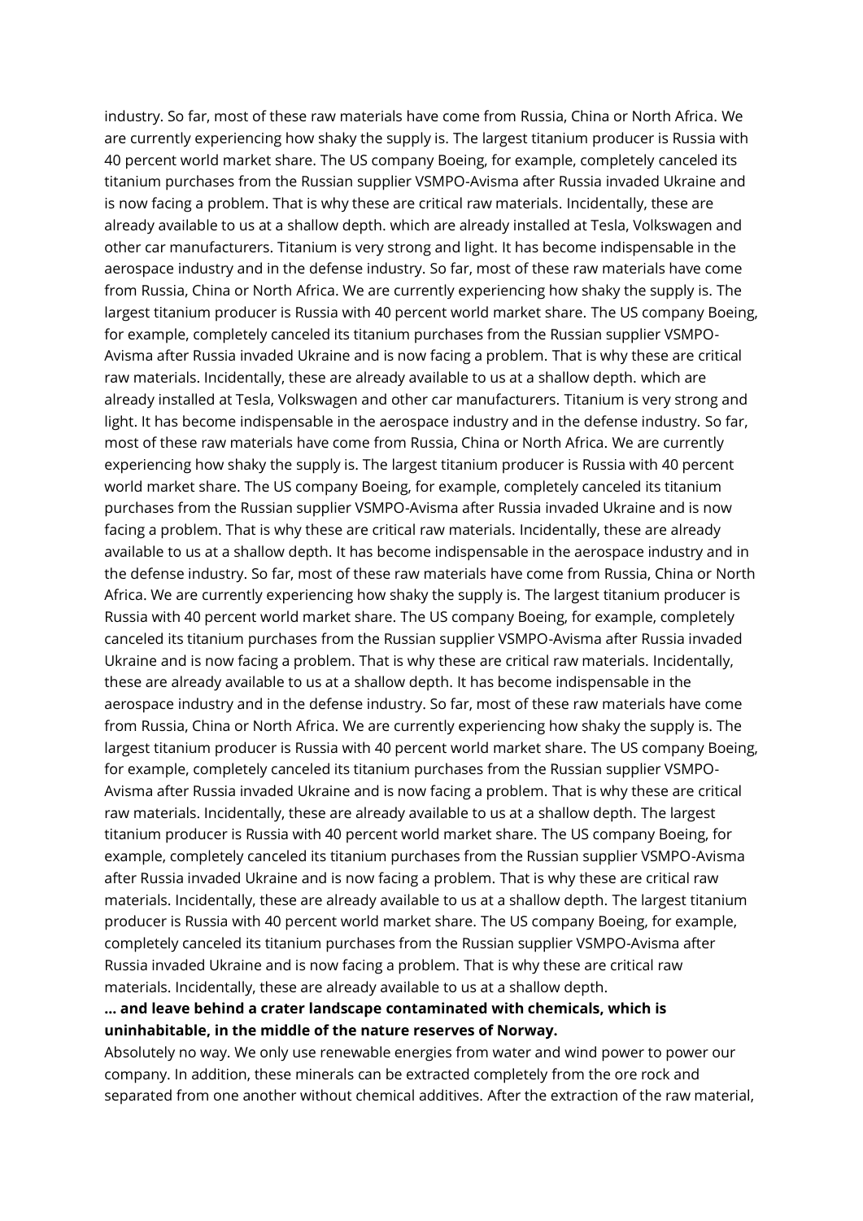industry. So far, most of these raw materials have come from Russia, China or North Africa. We are currently experiencing how shaky the supply is. The largest titanium producer is Russia with 40 percent world market share. The US company Boeing, for example, completely canceled its titanium purchases from the Russian supplier VSMPO-Avisma after Russia invaded Ukraine and is now facing a problem. That is why these are critical raw materials. Incidentally, these are already available to us at a shallow depth. which are already installed at Tesla, Volkswagen and other car manufacturers. Titanium is very strong and light. It has become indispensable in the aerospace industry and in the defense industry. So far, most of these raw materials have come from Russia, China or North Africa. We are currently experiencing how shaky the supply is. The largest titanium producer is Russia with 40 percent world market share. The US company Boeing, for example, completely canceled its titanium purchases from the Russian supplier VSMPO-Avisma after Russia invaded Ukraine and is now facing a problem. That is why these are critical raw materials. Incidentally, these are already available to us at a shallow depth. which are already installed at Tesla, Volkswagen and other car manufacturers. Titanium is very strong and light. It has become indispensable in the aerospace industry and in the defense industry. So far, most of these raw materials have come from Russia, China or North Africa. We are currently experiencing how shaky the supply is. The largest titanium producer is Russia with 40 percent world market share. The US company Boeing, for example, completely canceled its titanium purchases from the Russian supplier VSMPO-Avisma after Russia invaded Ukraine and is now facing a problem. That is why these are critical raw materials. Incidentally, these are already available to us at a shallow depth. It has become indispensable in the aerospace industry and in the defense industry. So far, most of these raw materials have come from Russia, China or North Africa. We are currently experiencing how shaky the supply is. The largest titanium producer is Russia with 40 percent world market share. The US company Boeing, for example, completely canceled its titanium purchases from the Russian supplier VSMPO-Avisma after Russia invaded Ukraine and is now facing a problem. That is why these are critical raw materials. Incidentally, these are already available to us at a shallow depth. It has become indispensable in the aerospace industry and in the defense industry. So far, most of these raw materials have come from Russia, China or North Africa. We are currently experiencing how shaky the supply is. The largest titanium producer is Russia with 40 percent world market share. The US company Boeing, for example, completely canceled its titanium purchases from the Russian supplier VSMPO-Avisma after Russia invaded Ukraine and is now facing a problem. That is why these are critical raw materials. Incidentally, these are already available to us at a shallow depth. The largest titanium producer is Russia with 40 percent world market share. The US company Boeing, for example, completely canceled its titanium purchases from the Russian supplier VSMPO-Avisma after Russia invaded Ukraine and is now facing a problem. That is why these are critical raw materials. Incidentally, these are already available to us at a shallow depth. The largest titanium producer is Russia with 40 percent world market share. The US company Boeing, for example, completely canceled its titanium purchases from the Russian supplier VSMPO-Avisma after Russia invaded Ukraine and is now facing a problem. That is why these are critical raw materials. Incidentally, these are already available to us at a shallow depth.

**... and leave behind a crater landscape contaminated with chemicals, which is uninhabitable, in the middle of the nature reserves of Norway.**

Absolutely no way. We only use renewable energies from water and wind power to power our company. In addition, these minerals can be extracted completely from the ore rock and separated from one another without chemical additives. After the extraction of the raw material,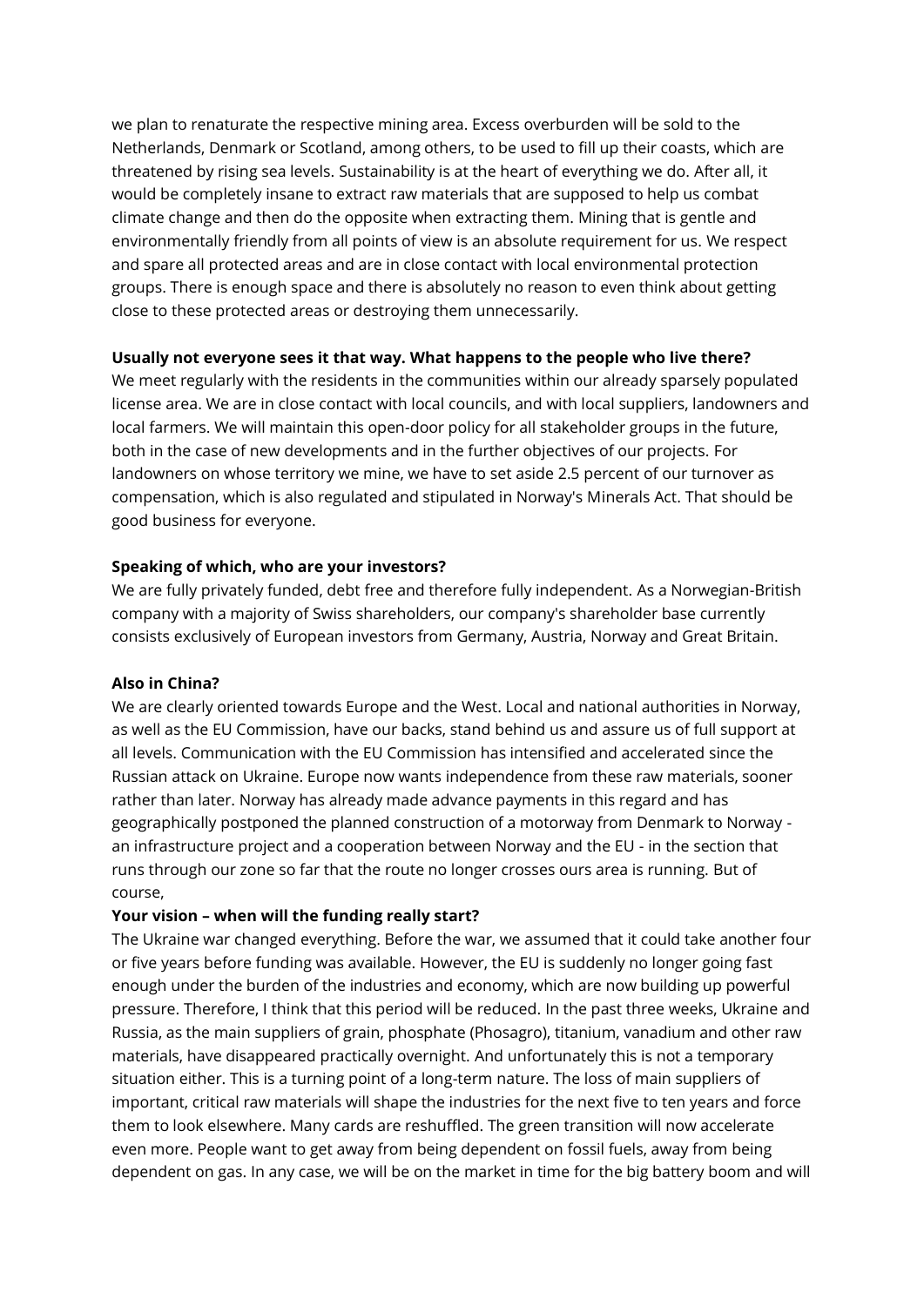we plan to renaturate the respective mining area. Excess overburden will be sold to the Netherlands, Denmark or Scotland, among others, to be used to fill up their coasts, which are threatened by rising sea levels. Sustainability is at the heart of everything we do. After all, it would be completely insane to extract raw materials that are supposed to help us combat climate change and then do the opposite when extracting them. Mining that is gentle and environmentally friendly from all points of view is an absolute requirement for us. We respect and spare all protected areas and are in close contact with local environmental protection groups. There is enough space and there is absolutely no reason to even think about getting close to these protected areas or destroying them unnecessarily.

**Usually not everyone sees it that way. What happens to the people who live there?**

We meet regularly with the residents in the communities within our already sparsely populated license area. We are in close contact with local councils, and with local suppliers, landowners and local farmers. We will maintain this open-door policy for all stakeholder groups in the future, both in the case of new developments and in the further objectives of our projects. For landowners on whose territory we mine, we have to set aside 2.5 percent of our turnover as compensation, which is also regulated and stipulated in Norway's Minerals Act. That should be good business for everyone.

**Speaking of which, who are your investors?**

We are fully privately funded, debt free and therefore fully independent. As a Norwegian-British company with a majority of Swiss shareholders, our company's shareholder base currently consists exclusively of European investors from Germany, Austria, Norway and Great Britain.

**Also in China?**

We are clearly oriented towards Europe and the West. Local and national authorities in Norway, as well as the EU Commission, have our backs, stand behind us and assure us of full support at all levels. Communication with the EU Commission has intensified and accelerated since the Russian attack on Ukraine. Europe now wants independence from these raw materials, sooner rather than later. Norway has already made advance payments in this regard and has geographically postponed the planned construction of a motorway from Denmark to Norway - an infrastructure project and a cooperation between Norway and the EU - in the section that runs through our zone so far that the route no longer crosses ours area is running. But of course,

**Your vision – when will the funding really start?**

The Ukraine war changed everything. Before the war, we assumed that it could take another four or five years before funding was available. However, the EU is suddenly no longer going fast enough under the burden of the industries and economy, which are now building up powerful pressure. Therefore, I think that this period will be reduced. In the past three weeks, Ukraine and Russia, as the main suppliers of grain, phosphate (Phosagro), titanium, vanadium and other raw materials, have disappeared practically overnight. And unfortunately this is not a temporary situation either. This is a turning point of a long-term nature. The loss of main suppliers of important, critical raw materials will shape the industries for the next five to ten years and force them to look elsewhere. Many cards are reshuffled. The green transition will now accelerate even more. People want to get away from being dependent on fossil fuels, away from being dependent on gas. In any case, we will be on the market in time for the big battery boom and will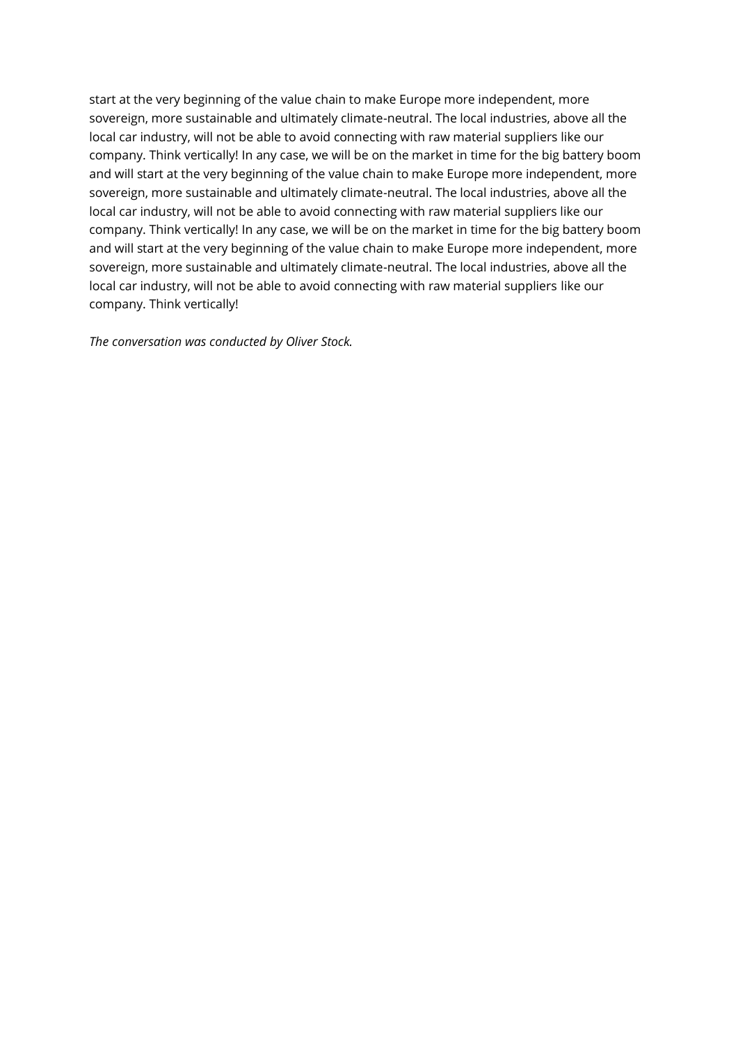start at the very beginning of the value chain to make Europe more independent, more sovereign, more sustainable and ultimately climate-neutral. The local industries, above all the local car industry, will not be able to avoid connecting with raw material suppliers like our company. Think vertically! In any case, we will be on the market in time for the big battery boom and will start at the very beginning of the value chain to make Europe more independent, more sovereign, more sustainable and ultimately climate-neutral. The local industries, above all the local car industry, will not be able to avoid connecting with raw material suppliers like our company. Think vertically! In any case, we will be on the market in time for the big battery boom and will start at the very beginning of the value chain to make Europe more independent, more sovereign, more sustainable and ultimately climate-neutral. The local industries, above all the local car industry, will not be able to avoid connecting with raw material suppliers like our company. Think vertically!

*The conversation was conducted by Oliver Stock.*